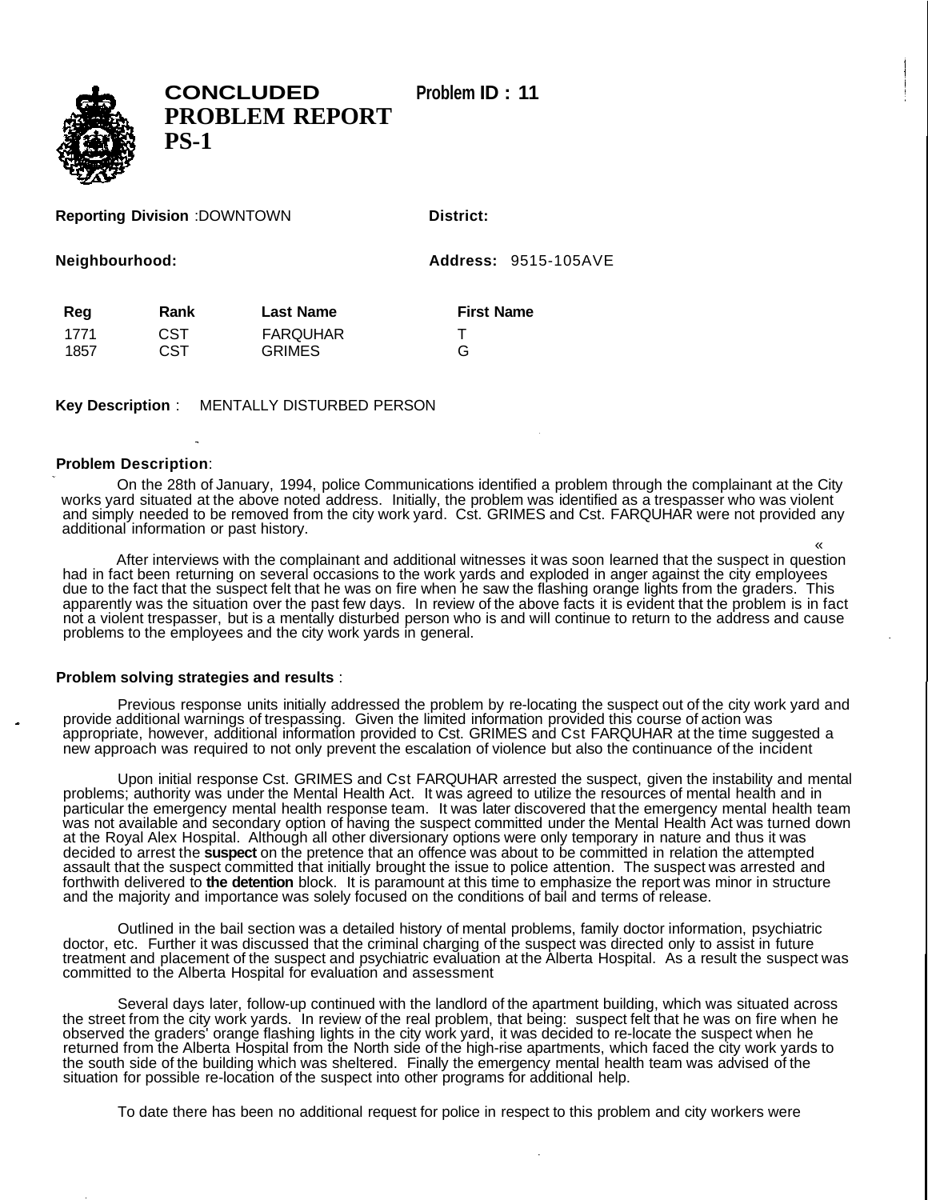# CONCLUDED PROBLEM REPORT PS-1

**Problem ID : 11**

**Reporting Division** :DOWNTOWN

**District:**

**Neighbourhood:**

**Address:** 9515-105AVE

| Reg | Rank | Last Name | First Name |
|---|---|---|---|
| 1771 | CST | FARQUHAR | T |
| 1857 | CST | GRIMES | G |

**Key Description** : MENTALLY DISTURBED PERSON

**Problem Description**:

On the 28th of January, 1994, police Communications identified a problem through the complainant at the City works yard situated at the above noted address. Initially, the problem was identified as a trespasser who was violent and simply needed to be removed from the city work yard. Cst. GRIMES and Cst. FARQUHAR were not provided any additional information or past history.

After interviews with the complainant and additional witnesses it was soon learned that the suspect in question had in fact been returning on several occasions to the work yards and exploded in anger against the city employees due to the fact that the suspect felt that he was on fire when he saw the flashing orange lights from the graders. This apparently was the situation over the past few days. In review of the above facts it is evident that the problem is in fact not a violent trespasser, but is a mentally disturbed person who is and will continue to return to the address and cause problems to the employees and the city work yards in general.

**Problem solving strategies and results** :

Previous response units initially addressed the problem by re-locating the suspect out of the city work yard and provide additional warnings of trespassing. Given the limited information provided this course of action was appropriate, however, additional information provided to Cst. GRIMES and Cst FARQUHAR at the time suggested a new approach was required to not only prevent the escalation of violence but also the continuance of the incident

Upon initial response Cst. GRIMES and Cst FARQUHAR arrested the suspect, given the instability and mental problems; authority was under the Mental Health Act. It was agreed to utilize the resources of mental health and in particular the emergency mental health response team. It was later discovered that the emergency mental health team was not available and secondary option of having the suspect committed under the Mental Health Act was turned down at the Royal Alex Hospital. Although all other diversionary options were only temporary in nature and thus it was decided to arrest the **suspect** on the pretence that an offence was about to be committed in relation the attempted assault that the suspect committed that initially brought the issue to police attention. The suspect was arrested and forthwith delivered to **the detention** block. It is paramount at this time to emphasize the report was minor in structure and the majority and importance was solely focused on the conditions of bail and terms of release.

Outlined in the bail section was a detailed history of mental problems, family doctor information, psychiatric doctor, etc. Further it was discussed that the criminal charging of the suspect was directed only to assist in future treatment and placement of the suspect and psychiatric evaluation at the Alberta Hospital. As a result the suspect was committed to the Alberta Hospital for evaluation and assessment

Several days later, follow-up continued with the landlord of the apartment building, which was situated across the street from the city work yards. In review of the real problem, that being: suspect felt that he was on fire when he observed the graders' orange flashing lights in the city work yard, it was decided to re-locate the suspect when he returned from the Alberta Hospital from the North side of the high-rise apartments, which faced the city work yards to the south side of the building which was sheltered. Finally the emergency mental health team was advised of the situation for possible re-location of the suspect into other programs for additional help.

To date there has been no additional request for police in respect to this problem and city workers were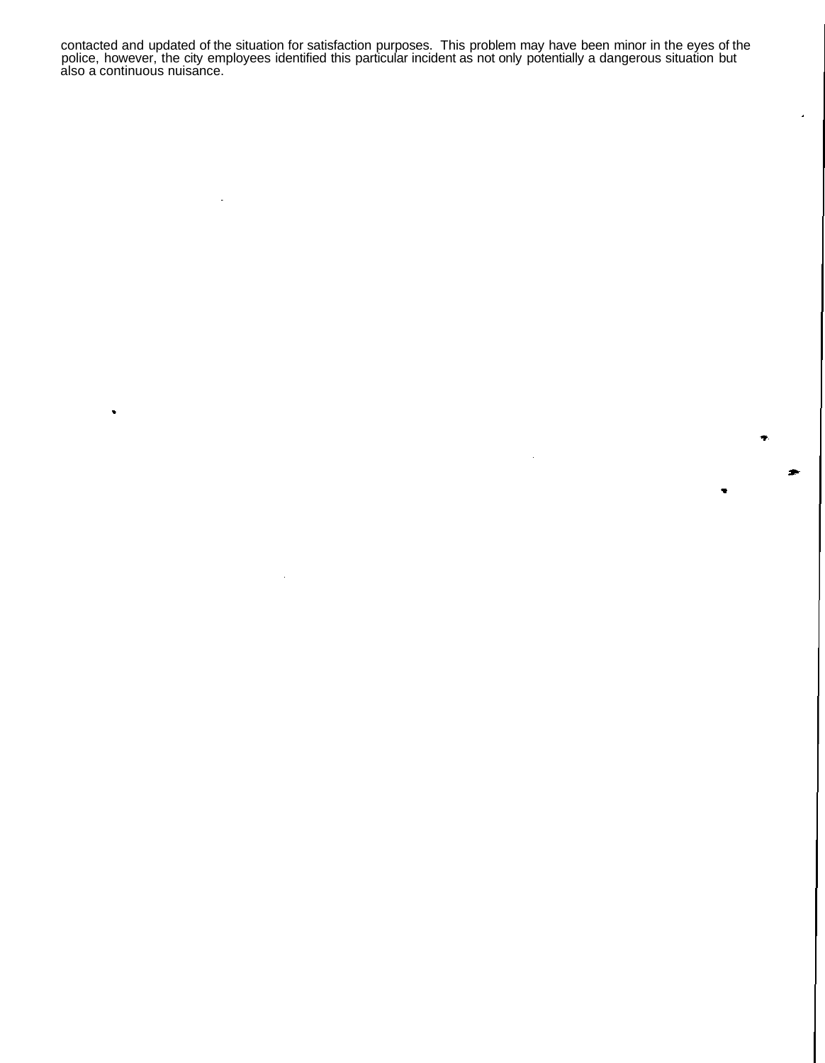contacted and updated of the situation for satisfaction purposes. This problem may have been minor in the eyes of the police, however, the city employees identified this particular incident as not only potentially a dangerous situation but also a continuous nuisance.